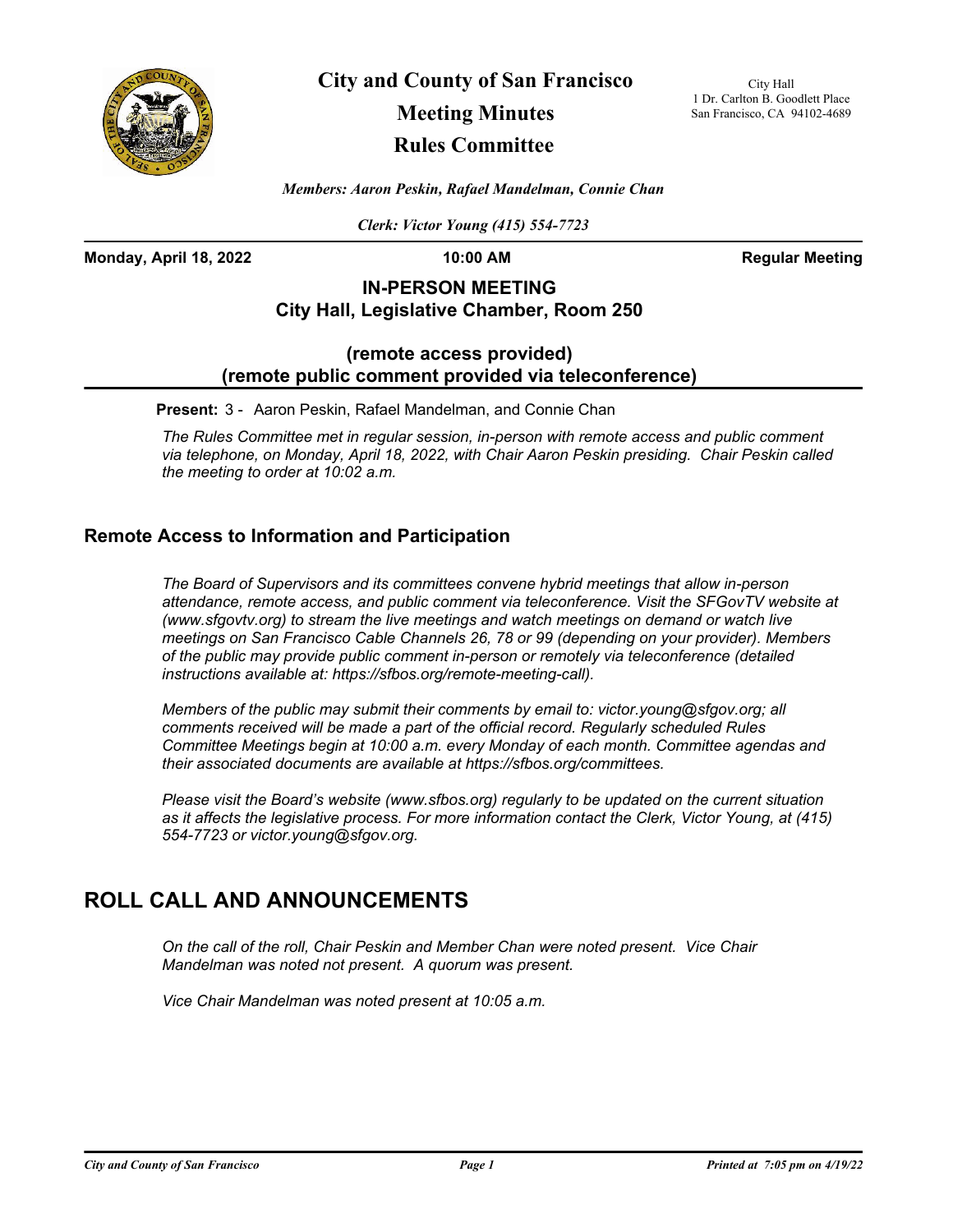# City and County of San Francisco
# Meeting Minutes
# Rules Committee

City Hall
1 Dr. Carlton B. Goodlett Place
San Francisco, CA 94102-4689

***Members: Aaron Peskin, Rafael Mandelman, Connie Chan***

***Clerk: Victor Young (415) 554-7723***

**Monday, April 18, 2022** | **10:00 AM** | **Regular Meeting**

**IN-PERSON MEETING**
**City Hall, Legislative Chamber, Room 250**

**(remote access provided)**
**(remote public comment provided via teleconference)**

**Present:** 3 - Aaron Peskin, Rafael Mandelman, and Connie Chan

*The Rules Committee met in regular session, in-person with remote access and public comment via telephone, on Monday, April 18, 2022, with Chair Aaron Peskin presiding. Chair Peskin called the meeting to order at 10:02 a.m.*

## Remote Access to Information and Participation

*The Board of Supervisors and its committees convene hybrid meetings that allow in-person attendance, remote access, and public comment via teleconference. Visit the SFGovTV website at (www.sfgovtv.org) to stream the live meetings and watch meetings on demand or watch live meetings on San Francisco Cable Channels 26, 78 or 99 (depending on your provider). Members of the public may provide public comment in-person or remotely via teleconference (detailed instructions available at: https://sfbos.org/remote-meeting-call).*

*Members of the public may submit their comments by email to: victor.young@sfgov.org; all comments received will be made a part of the official record. Regularly scheduled Rules Committee Meetings begin at 10:00 a.m. every Monday of each month. Committee agendas and their associated documents are available at https://sfbos.org/committees.*

*Please visit the Board's website (www.sfbos.org) regularly to be updated on the current situation as it affects the legislative process. For more information contact the Clerk, Victor Young, at (415) 554-7723 or victor.young@sfgov.org.*

# ROLL CALL AND ANNOUNCEMENTS

*On the call of the roll, Chair Peskin and Member Chan were noted present. Vice Chair Mandelman was noted not present. A quorum was present.*

*Vice Chair Mandelman was noted present at 10:05 a.m.*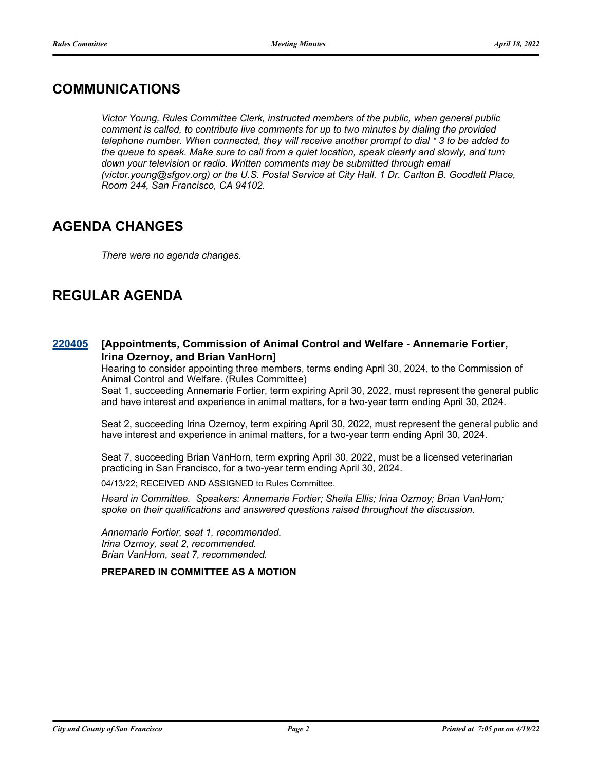## COMMUNICATIONS

*Victor Young, Rules Committee Clerk, instructed members of the public, when general public comment is called, to contribute live comments for up to two minutes by dialing the provided telephone number. When connected, they will receive another prompt to dial * 3 to be added to the queue to speak. Make sure to call from a quiet location, speak clearly and slowly, and turn down your television or radio. Written comments may be submitted through email (victor.young@sfgov.org) or the U.S. Postal Service at City Hall, 1 Dr. Carlton B. Goodlett Place, Room 244, San Francisco, CA 94102.*

## AGENDA CHANGES

*There were no agenda changes.*

## REGULAR AGENDA

**220405 [Appointments, Commission of Animal Control and Welfare - Annemarie Fortier, Irina Ozernoy, and Brian VanHorn]**

Hearing to consider appointing three members, terms ending April 30, 2024, to the Commission of Animal Control and Welfare. (Rules Committee)

Seat 1, succeeding Annemarie Fortier, term expiring April 30, 2022, must represent the general public and have interest and experience in animal matters, for a two-year term ending April 30, 2024.

Seat 2, succeeding Irina Ozernoy, term expiring April 30, 2022, must represent the general public and have interest and experience in animal matters, for a two-year term ending April 30, 2024.

Seat 7, succeeding Brian VanHorn, term expring April 30, 2022, must be a licensed veterinarian practicing in San Francisco, for a two-year term ending April 30, 2024.

04/13/22; RECEIVED AND ASSIGNED to Rules Committee.

*Heard in Committee. Speakers: Annemarie Fortier; Sheila Ellis; Irina Ozrnoy; Brian VanHorn; spoke on their qualifications and answered questions raised throughout the discussion.*

*Annemarie Fortier, seat 1, recommended.*
*Irina Ozrnoy, seat 2, recommended.*
*Brian VanHorn, seat 7, recommended.*

**PREPARED IN COMMITTEE AS A MOTION**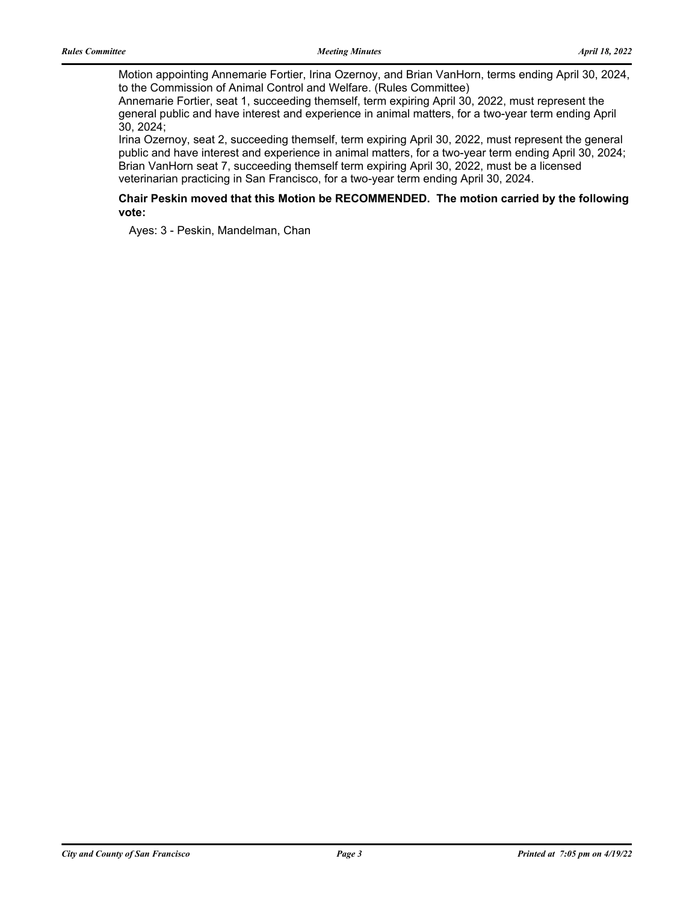Motion appointing Annemarie Fortier, Irina Ozernoy, and Brian VanHorn, terms ending April 30, 2024, to the Commission of Animal Control and Welfare. (Rules Committee)

Annemarie Fortier, seat 1, succeeding themself, term expiring April 30, 2022, must represent the general public and have interest and experience in animal matters, for a two-year term ending April 30, 2024;

Irina Ozernoy, seat 2, succeeding themself, term expiring April 30, 2022, must represent the general public and have interest and experience in animal matters, for a two-year term ending April 30, 2024;

Brian VanHorn seat 7, succeeding themself term expiring April 30, 2022, must be a licensed veterinarian practicing in San Francisco, for a two-year term ending April 30, 2024.

**Chair Peskin moved that this Motion be RECOMMENDED. The motion carried by the following vote:**

Ayes: 3 - Peskin, Mandelman, Chan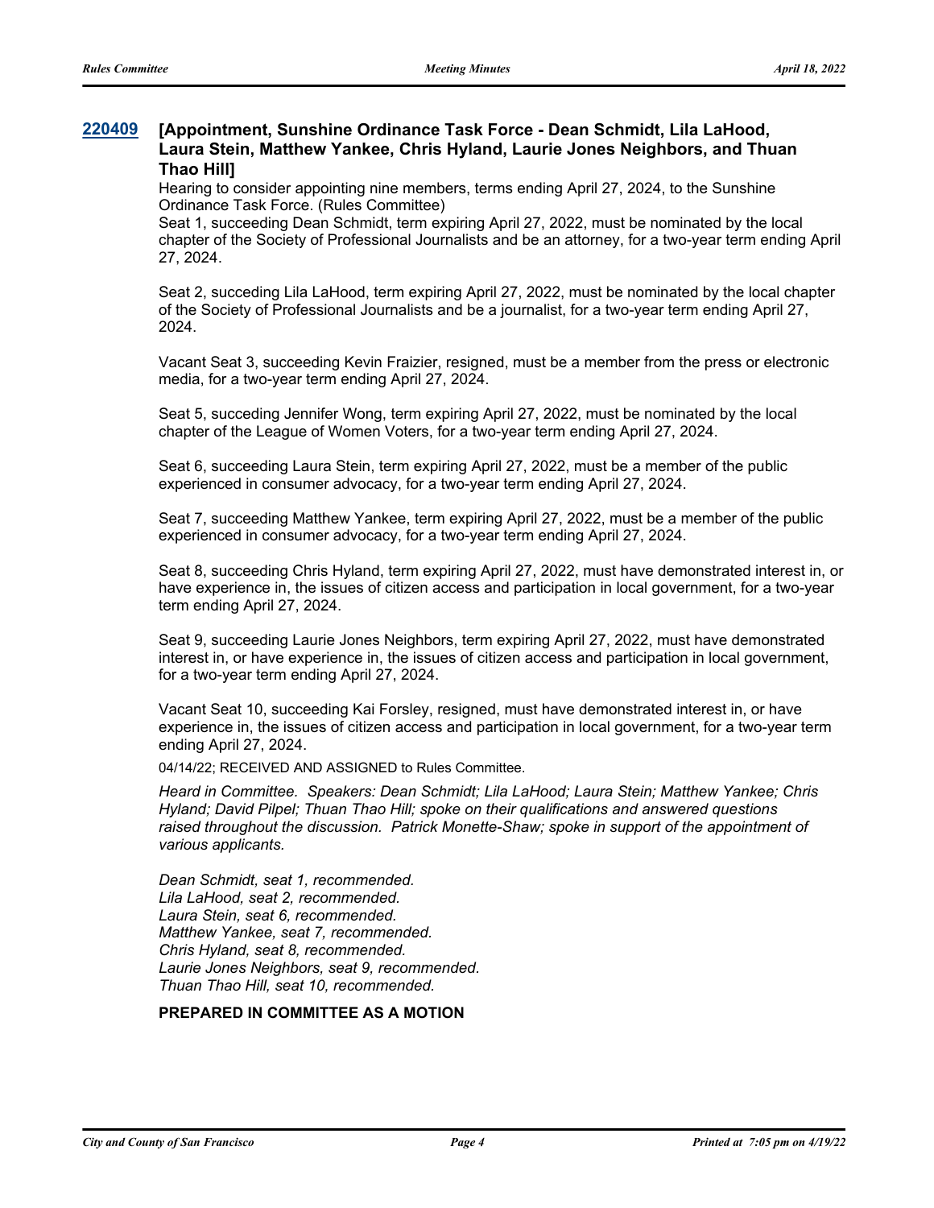**[220409](220409)** **[Appointment, Sunshine Ordinance Task Force - Dean Schmidt, Lila LaHood, Laura Stein, Matthew Yankee, Chris Hyland, Laurie Jones Neighbors, and Thuan Thao Hill]**

Hearing to consider appointing nine members, terms ending April 27, 2024, to the Sunshine Ordinance Task Force. (Rules Committee)

Seat 1, succeeding Dean Schmidt, term expiring April 27, 2022, must be nominated by the local chapter of the Society of Professional Journalists and be an attorney, for a two-year term ending April 27, 2024.

Seat 2, succeding Lila LaHood, term expiring April 27, 2022, must be nominated by the local chapter of the Society of Professional Journalists and be a journalist, for a two-year term ending April 27, 2024.

Vacant Seat 3, succeeding Kevin Fraizier, resigned, must be a member from the press or electronic media, for a two-year term ending April 27, 2024.

Seat 5, succeding Jennifer Wong, term expiring April 27, 2022, must be nominated by the local chapter of the League of Women Voters, for a two-year term ending April 27, 2024.

Seat 6, succeeding Laura Stein, term expiring April 27, 2022, must be a member of the public experienced in consumer advocacy, for a two-year term ending April 27, 2024.

Seat 7, succeeding Matthew Yankee, term expiring April 27, 2022, must be a member of the public experienced in consumer advocacy, for a two-year term ending April 27, 2024.

Seat 8, succeeding Chris Hyland, term expiring April 27, 2022, must have demonstrated interest in, or have experience in, the issues of citizen access and participation in local government, for a two-year term ending April 27, 2024.

Seat 9, succeeding Laurie Jones Neighbors, term expiring April 27, 2022, must have demonstrated interest in, or have experience in, the issues of citizen access and participation in local government, for a two-year term ending April 27, 2024.

Vacant Seat 10, succeeding Kai Forsley, resigned, must have demonstrated interest in, or have experience in, the issues of citizen access and participation in local government, for a two-year term ending April 27, 2024.

04/14/22; RECEIVED AND ASSIGNED to Rules Committee.

*Heard in Committee. Speakers: Dean Schmidt; Lila LaHood; Laura Stein; Matthew Yankee; Chris Hyland; David Pilpel; Thuan Thao Hill; spoke on their qualifications and answered questions raised throughout the discussion. Patrick Monette-Shaw; spoke in support of the appointment of various applicants.*

*Dean Schmidt, seat 1, recommended.*
*Lila LaHood, seat 2, recommended.*
*Laura Stein, seat 6, recommended.*
*Matthew Yankee, seat 7, recommended.*
*Chris Hyland, seat 8, recommended.*
*Laurie Jones Neighbors, seat 9, recommended.*
*Thuan Thao Hill, seat 10, recommended.*

**PREPARED IN COMMITTEE AS A MOTION**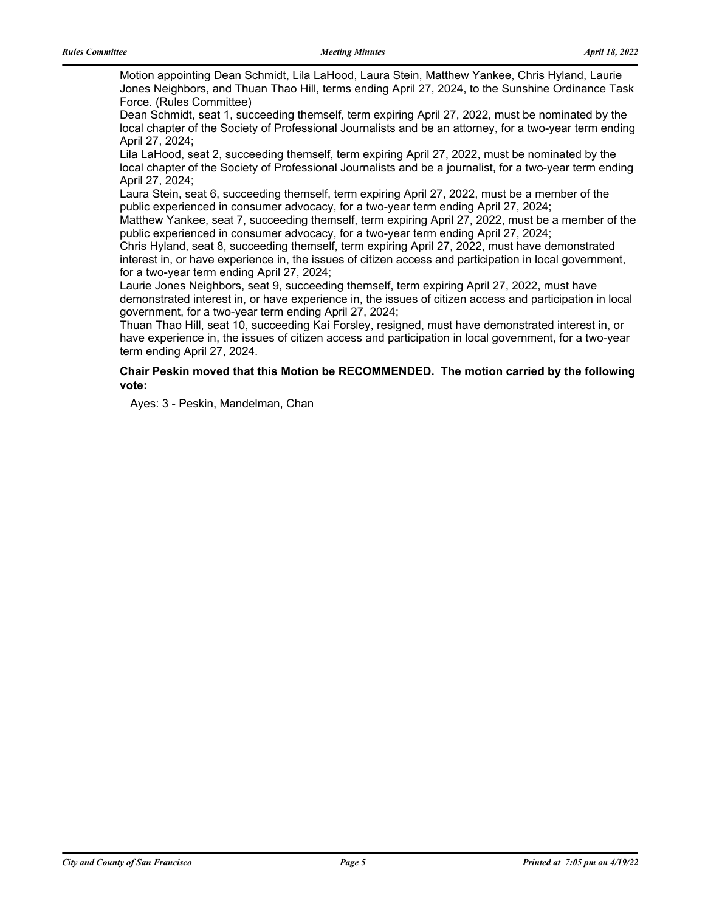Motion appointing Dean Schmidt, Lila LaHood, Laura Stein, Matthew Yankee, Chris Hyland, Laurie Jones Neighbors, and Thuan Thao Hill, terms ending April 27, 2024, to the Sunshine Ordinance Task Force. (Rules Committee)

Dean Schmidt, seat 1, succeeding themself, term expiring April 27, 2022, must be nominated by the local chapter of the Society of Professional Journalists and be an attorney, for a two-year term ending April 27, 2024;

Lila LaHood, seat 2, succeeding themself, term expiring April 27, 2022, must be nominated by the local chapter of the Society of Professional Journalists and be a journalist, for a two-year term ending April 27, 2024;

Laura Stein, seat 6, succeeding themself, term expiring April 27, 2022, must be a member of the public experienced in consumer advocacy, for a two-year term ending April 27, 2024;

Matthew Yankee, seat 7, succeeding themself, term expiring April 27, 2022, must be a member of the public experienced in consumer advocacy, for a two-year term ending April 27, 2024;

Chris Hyland, seat 8, succeeding themself, term expiring April 27, 2022, must have demonstrated interest in, or have experience in, the issues of citizen access and participation in local government, for a two-year term ending April 27, 2024;

Laurie Jones Neighbors, seat 9, succeeding themself, term expiring April 27, 2022, must have demonstrated interest in, or have experience in, the issues of citizen access and participation in local government, for a two-year term ending April 27, 2024;

Thuan Thao Hill, seat 10, succeeding Kai Forsley, resigned, must have demonstrated interest in, or have experience in, the issues of citizen access and participation in local government, for a two-year term ending April 27, 2024.

**Chair Peskin moved that this Motion be RECOMMENDED. The motion carried by the following vote:**

Ayes: 3 - Peskin, Mandelman, Chan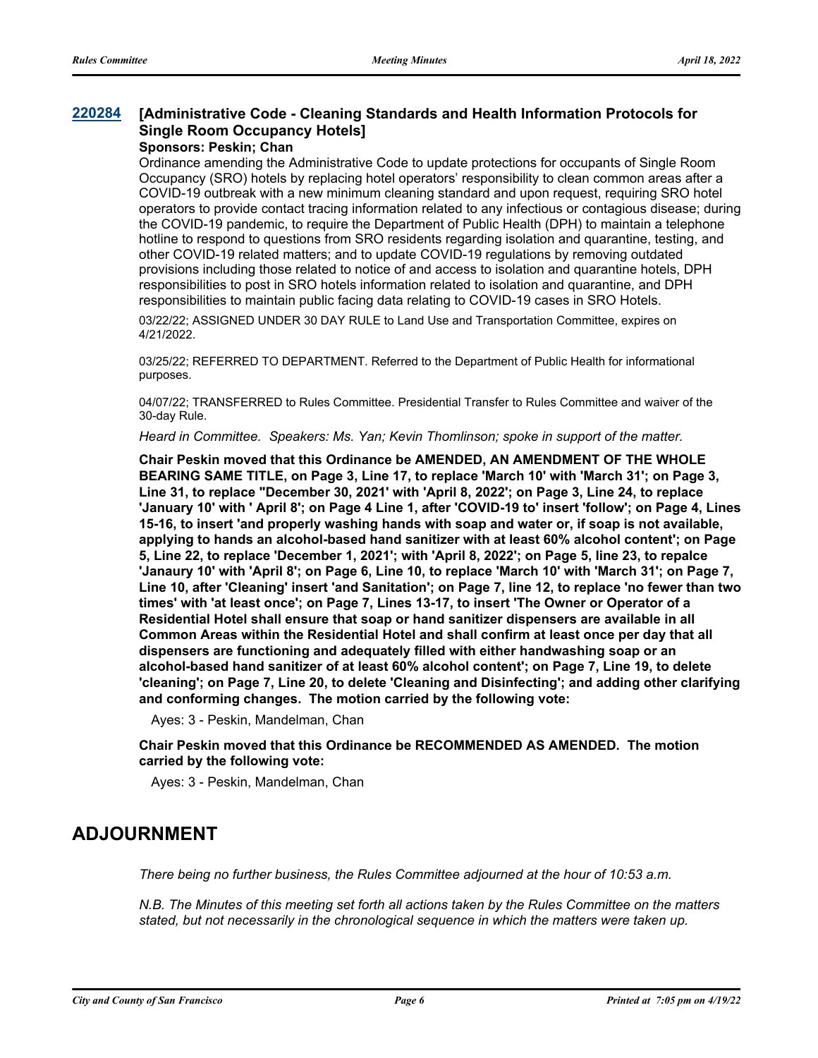**220284** **[Administrative Code - Cleaning Standards and Health Information Protocols for Single Room Occupancy Hotels]**

**Sponsors: Peskin; Chan**

Ordinance amending the Administrative Code to update protections for occupants of Single Room Occupancy (SRO) hotels by replacing hotel operators' responsibility to clean common areas after a COVID-19 outbreak with a new minimum cleaning standard and upon request, requiring SRO hotel operators to provide contact tracing information related to any infectious or contagious disease; during the COVID-19 pandemic, to require the Department of Public Health (DPH) to maintain a telephone hotline to respond to questions from SRO residents regarding isolation and quarantine, testing, and other COVID-19 related matters; and to update COVID-19 regulations by removing outdated provisions including those related to notice of and access to isolation and quarantine hotels, DPH responsibilities to post in SRO hotels information related to isolation and quarantine, and DPH responsibilities to maintain public facing data relating to COVID-19 cases in SRO Hotels.

03/22/22; ASSIGNED UNDER 30 DAY RULE to Land Use and Transportation Committee, expires on 4/21/2022.

03/25/22; REFERRED TO DEPARTMENT. Referred to the Department of Public Health for informational purposes.

04/07/22; TRANSFERRED to Rules Committee. Presidential Transfer to Rules Committee and waiver of the 30-day Rule.

*Heard in Committee. Speakers: Ms. Yan; Kevin Thomlinson; spoke in support of the matter.*

**Chair Peskin moved that this Ordinance be AMENDED, AN AMENDMENT OF THE WHOLE BEARING SAME TITLE, on Page 3, Line 17, to replace 'March 10' with 'March 31'; on Page 3, Line 31, to replace ''December 30, 2021' with 'April 8, 2022'; on Page 3, Line 24, to replace 'January 10' with ' April 8'; on Page 4 Line 1, after 'COVID-19 to' insert 'follow'; on Page 4, Lines 15-16, to insert 'and properly washing hands with soap and water or, if soap is not available, applying to hands an alcohol-based hand sanitizer with at least 60% alcohol content'; on Page 5, Line 22, to replace 'December 1, 2021'; with 'April 8, 2022'; on Page 5, line 23, to repalce 'Janaury 10' with 'April 8'; on Page 6, Line 10, to replace 'March 10' with 'March 31'; on Page 7, Line 10, after 'Cleaning' insert 'and Sanitation'; on Page 7, line 12, to replace 'no fewer than two times' with 'at least once'; on Page 7, Lines 13-17, to insert 'The Owner or Operator of a Residential Hotel shall ensure that soap or hand sanitizer dispensers are available in all Common Areas within the Residential Hotel and shall confirm at least once per day that all dispensers are functioning and adequately filled with either handwashing soap or an alcohol-based hand sanitizer of at least 60% alcohol content'; on Page 7, Line 19, to delete 'cleaning'; on Page 7, Line 20, to delete 'Cleaning and Disinfecting'; and adding other clarifying and conforming changes. The motion carried by the following vote:**

Ayes: 3 - Peskin, Mandelman, Chan

**Chair Peskin moved that this Ordinance be RECOMMENDED AS AMENDED. The motion carried by the following vote:**

Ayes: 3 - Peskin, Mandelman, Chan

# ADJOURNMENT

*There being no further business, the Rules Committee adjourned at the hour of 10:53 a.m.*

*N.B. The Minutes of this meeting set forth all actions taken by the Rules Committee on the matters stated, but not necessarily in the chronological sequence in which the matters were taken up.*